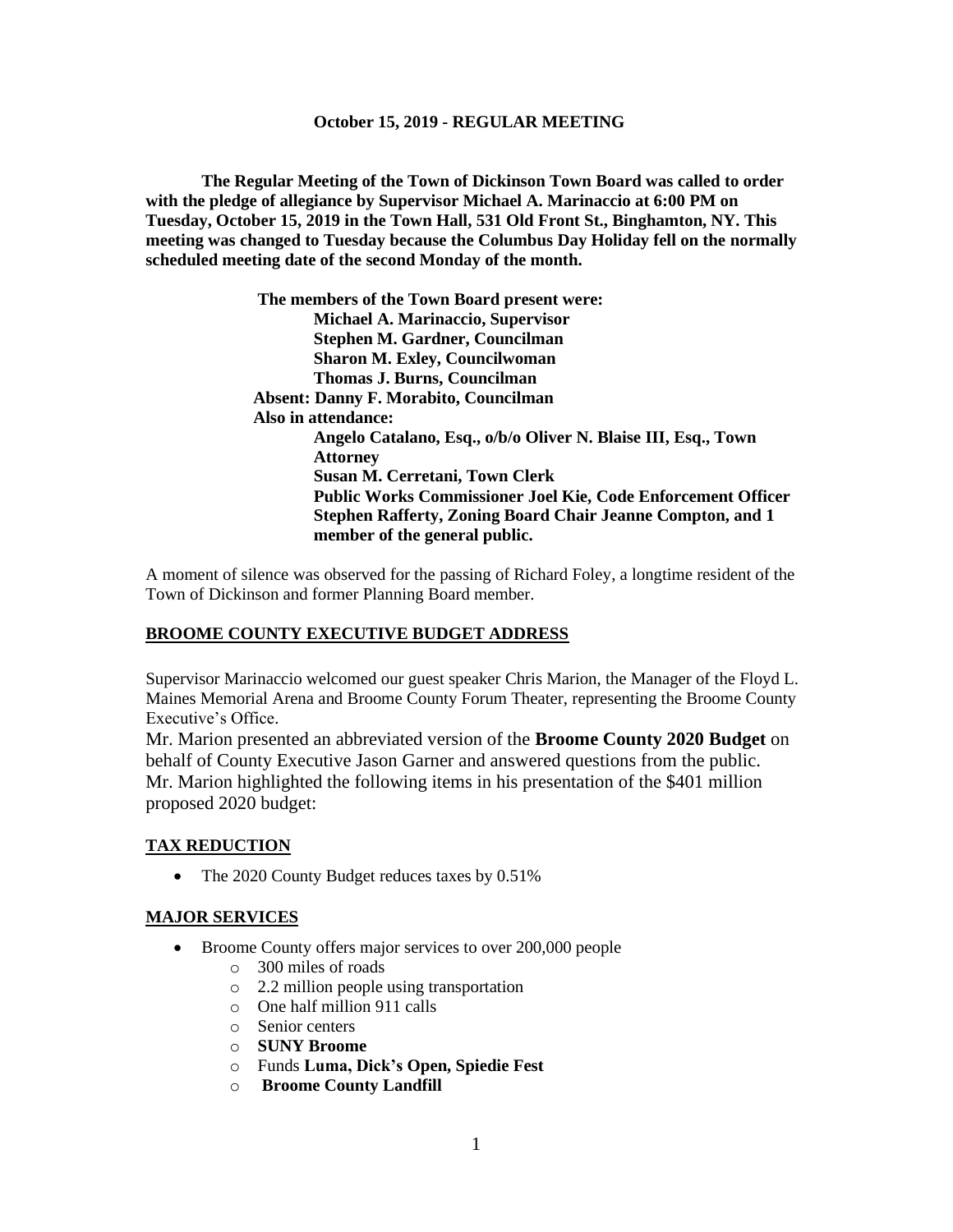**October 15, 2019 - REGULAR MEETING**

**The Regular Meeting of the Town of Dickinson Town Board was called to order with the pledge of allegiance by Supervisor Michael A. Marinaccio at 6:00 PM on Tuesday, October 15, 2019 in the Town Hall, 531 Old Front St., Binghamton, NY. This meeting was changed to Tuesday because the Columbus Day Holiday fell on the normally scheduled meeting date of the second Monday of the month.**

**The members of the Town Board present were:**
**Michael A. Marinaccio, Supervisor**
**Stephen M. Gardner, Councilman**
**Sharon M. Exley, Councilwoman**
**Thomas J. Burns, Councilman**
**Absent: Danny F. Morabito, Councilman**
**Also in attendance:**
**Angelo Catalano, Esq., o/b/o Oliver N. Blaise III, Esq., Town Attorney**
**Susan M. Cerretani, Town Clerk**
**Public Works Commissioner Joel Kie, Code Enforcement Officer Stephen Rafferty, Zoning Board Chair Jeanne Compton, and 1 member of the general public.**

A moment of silence was observed for the passing of Richard Foley, a longtime resident of the Town of Dickinson and former Planning Board member.

## BROOME COUNTY EXECUTIVE BUDGET ADDRESS

Supervisor Marinaccio welcomed our guest speaker Chris Marion, the Manager of the Floyd L. Maines Memorial Arena and Broome County Forum Theater, representing the Broome County Executive's Office.

Mr. Marion presented an abbreviated version of the **Broome County 2020 Budget** on behalf of County Executive Jason Garner and answered questions from the public. Mr. Marion highlighted the following items in his presentation of the $401 million proposed 2020 budget:

## TAX REDUCTION

- The 2020 County Budget reduces taxes by 0.51%

## MAJOR SERVICES

- Broome County offers major services to over 200,000 people
  - 300 miles of roads
  - 2.2 million people using transportation
  - One half million 911 calls
  - Senior centers
  - **SUNY Broome**
  - Funds **Luma, Dick's Open, Spiedie Fest**
  - **Broome County Landfill**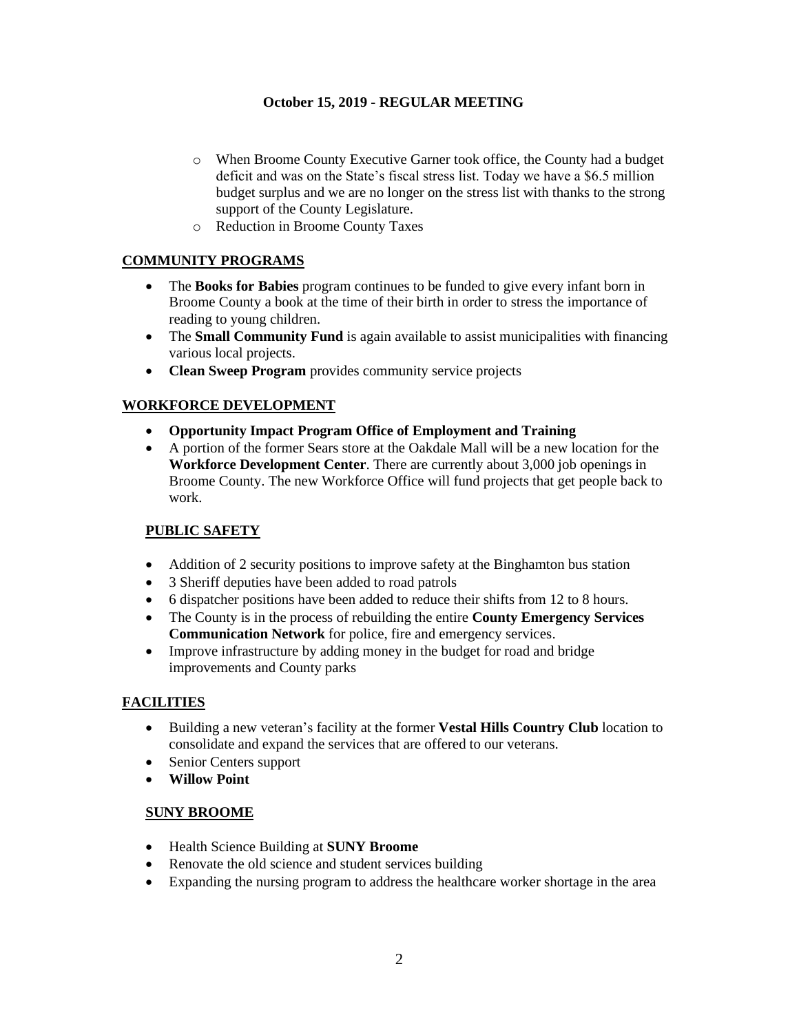**October 15, 2019 - REGULAR MEETING**

- When Broome County Executive Garner took office, the County had a budget deficit and was on the State's fiscal stress list. Today we have a $6.5 million budget surplus and we are no longer on the stress list with thanks to the strong support of the County Legislature.
- Reduction in Broome County Taxes

## COMMUNITY PROGRAMS

- The **Books for Babies** program continues to be funded to give every infant born in Broome County a book at the time of their birth in order to stress the importance of reading to young children.
- The **Small Community Fund** is again available to assist municipalities with financing various local projects.
- **Clean Sweep Program** provides community service projects

## WORKFORCE DEVELOPMENT

- **Opportunity Impact Program Office of Employment and Training**
- A portion of the former Sears store at the Oakdale Mall will be a new location for the **Workforce Development Center**. There are currently about 3,000 job openings in Broome County. The new Workforce Office will fund projects that get people back to work.

## PUBLIC SAFETY

- Addition of 2 security positions to improve safety at the Binghamton bus station
- 3 Sheriff deputies have been added to road patrols
- 6 dispatcher positions have been added to reduce their shifts from 12 to 8 hours.
- The County is in the process of rebuilding the entire **County Emergency Services Communication Network** for police, fire and emergency services.
- Improve infrastructure by adding money in the budget for road and bridge improvements and County parks

## FACILITIES

- Building a new veteran's facility at the former **Vestal Hills Country Club** location to consolidate and expand the services that are offered to our veterans.
- Senior Centers support
- **Willow Point**

## SUNY BROOME

- Health Science Building at **SUNY Broome**
- Renovate the old science and student services building
- Expanding the nursing program to address the healthcare worker shortage in the area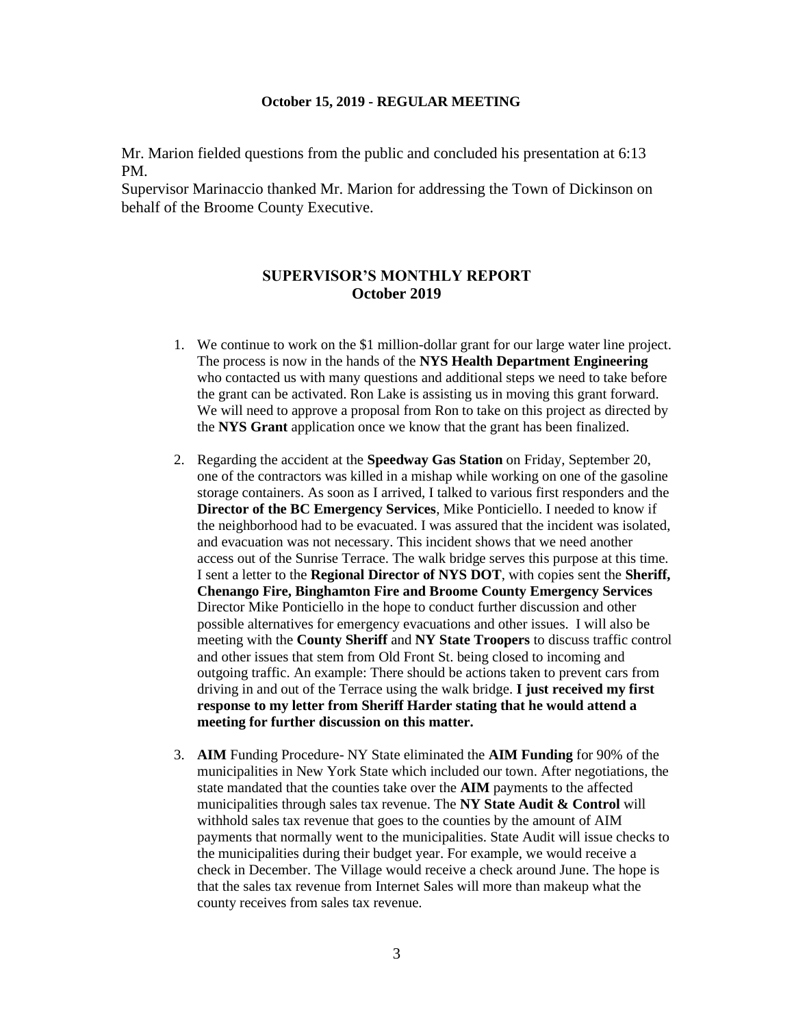Mr. Marion fielded questions from the public and concluded his presentation at 6:13 PM.

Supervisor Marinaccio thanked Mr. Marion for addressing the Town of Dickinson on behalf of the Broome County Executive.

## SUPERVISOR'S MONTHLY REPORT
## October 2019

1. We continue to work on the $1 million-dollar grant for our large water line project. The process is now in the hands of the **NYS Health Department Engineering** who contacted us with many questions and additional steps we need to take before the grant can be activated. Ron Lake is assisting us in moving this grant forward. We will need to approve a proposal from Ron to take on this project as directed by the **NYS Grant** application once we know that the grant has been finalized.

2. Regarding the accident at the **Speedway Gas Station** on Friday, September 20, one of the contractors was killed in a mishap while working on one of the gasoline storage containers. As soon as I arrived, I talked to various first responders and the **Director of the BC Emergency Services**, Mike Ponticiello. I needed to know if the neighborhood had to be evacuated. I was assured that the incident was isolated, and evacuation was not necessary. This incident shows that we need another access out of the Sunrise Terrace. The walk bridge serves this purpose at this time. I sent a letter to the **Regional Director of NYS DOT**, with copies sent the **Sheriff, Chenango Fire, Binghamton Fire and Broome County Emergency Services** Director Mike Ponticiello in the hope to conduct further discussion and other possible alternatives for emergency evacuations and other issues. I will also be meeting with the **County Sheriff** and **NY State Troopers** to discuss traffic control and other issues that stem from Old Front St. being closed to incoming and outgoing traffic. An example: There should be actions taken to prevent cars from driving in and out of the Terrace using the walk bridge. **I just received my first response to my letter from Sheriff Harder stating that he would attend a meeting for further discussion on this matter.**

3. **AIM** Funding Procedure- NY State eliminated the **AIM Funding** for 90% of the municipalities in New York State which included our town. After negotiations, the state mandated that the counties take over the **AIM** payments to the affected municipalities through sales tax revenue. The **NY State Audit & Control** will withhold sales tax revenue that goes to the counties by the amount of AIM payments that normally went to the municipalities. State Audit will issue checks to the municipalities during their budget year. For example, we would receive a check in December. The Village would receive a check around June. The hope is that the sales tax revenue from Internet Sales will more than makeup what the county receives from sales tax revenue.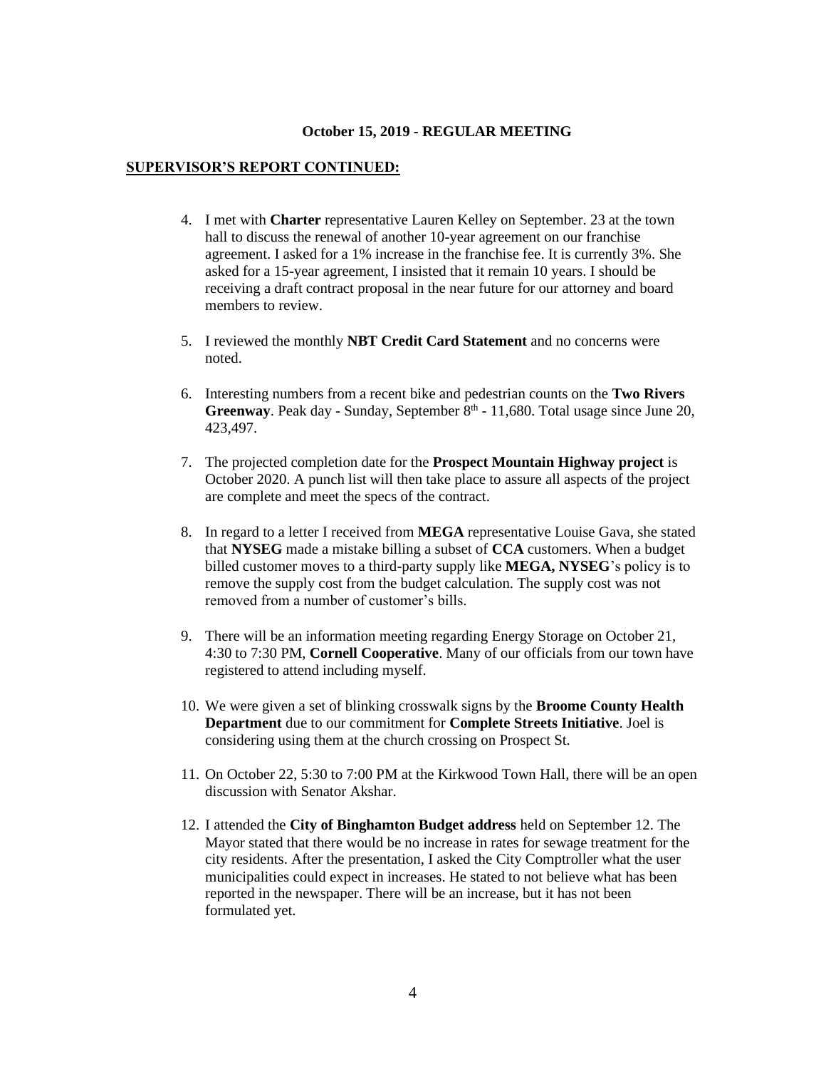**October 15, 2019 - REGULAR MEETING**

**SUPERVISOR'S REPORT CONTINUED:**

4. I met with **Charter** representative Lauren Kelley on September. 23 at the town hall to discuss the renewal of another 10-year agreement on our franchise agreement. I asked for a 1% increase in the franchise fee. It is currently 3%. She asked for a 15-year agreement, I insisted that it remain 10 years. I should be receiving a draft contract proposal in the near future for our attorney and board members to review.

5. I reviewed the monthly **NBT Credit Card Statement** and no concerns were noted.

6. Interesting numbers from a recent bike and pedestrian counts on the **Two Rivers Greenway**. Peak day - Sunday, September 8th - 11,680. Total usage since June 20, 423,497.

7. The projected completion date for the **Prospect Mountain Highway project** is October 2020. A punch list will then take place to assure all aspects of the project are complete and meet the specs of the contract.

8. In regard to a letter I received from **MEGA** representative Louise Gava, she stated that **NYSEG** made a mistake billing a subset of **CCA** customers. When a budget billed customer moves to a third-party supply like **MEGA, NYSEG**'s policy is to remove the supply cost from the budget calculation. The supply cost was not removed from a number of customer's bills.

9. There will be an information meeting regarding Energy Storage on October 21, 4:30 to 7:30 PM, **Cornell Cooperative**. Many of our officials from our town have registered to attend including myself.

10. We were given a set of blinking crosswalk signs by the **Broome County Health Department** due to our commitment for **Complete Streets Initiative**. Joel is considering using them at the church crossing on Prospect St.

11. On October 22, 5:30 to 7:00 PM at the Kirkwood Town Hall, there will be an open discussion with Senator Akshar.

12. I attended the **City of Binghamton Budget address** held on September 12. The Mayor stated that there would be no increase in rates for sewage treatment for the city residents. After the presentation, I asked the City Comptroller what the user municipalities could expect in increases. He stated to not believe what has been reported in the newspaper. There will be an increase, but it has not been formulated yet.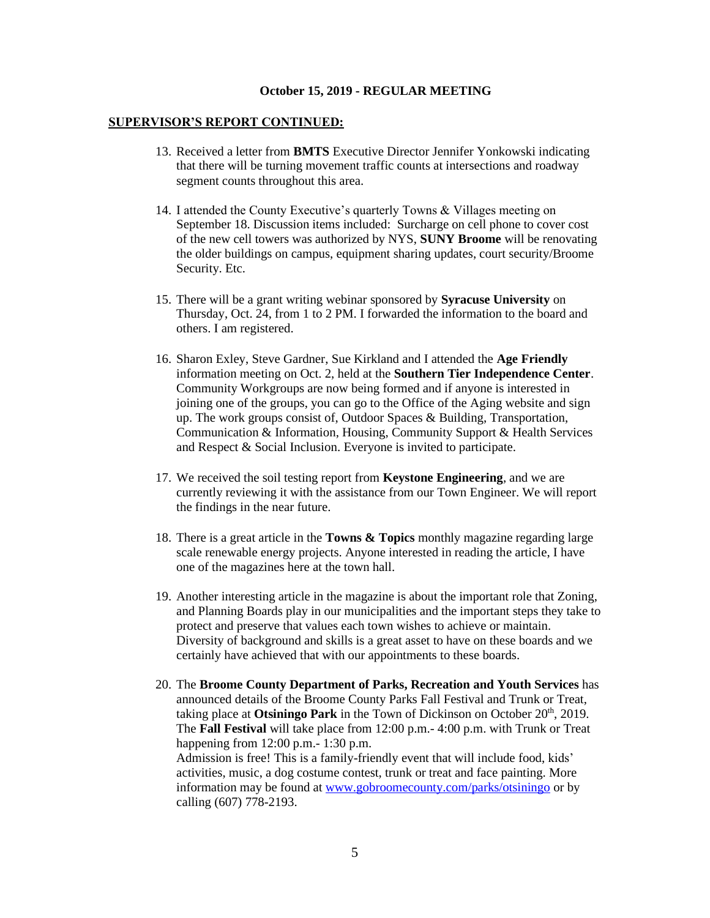**October 15, 2019 - REGULAR MEETING**

**SUPERVISOR'S REPORT CONTINUED:**

13. Received a letter from **BMTS** Executive Director Jennifer Yonkowski indicating that there will be turning movement traffic counts at intersections and roadway segment counts throughout this area.

14. I attended the County Executive's quarterly Towns & Villages meeting on September 18. Discussion items included: Surcharge on cell phone to cover cost of the new cell towers was authorized by NYS, **SUNY Broome** will be renovating the older buildings on campus, equipment sharing updates, court security/Broome Security. Etc.

15. There will be a grant writing webinar sponsored by **Syracuse University** on Thursday, Oct. 24, from 1 to 2 PM. I forwarded the information to the board and others. I am registered.

16. Sharon Exley, Steve Gardner, Sue Kirkland and I attended the **Age Friendly** information meeting on Oct. 2, held at the **Southern Tier Independence Center**. Community Workgroups are now being formed and if anyone is interested in joining one of the groups, you can go to the Office of the Aging website and sign up. The work groups consist of, Outdoor Spaces & Building, Transportation, Communication & Information, Housing, Community Support & Health Services and Respect & Social Inclusion. Everyone is invited to participate.

17. We received the soil testing report from **Keystone Engineering**, and we are currently reviewing it with the assistance from our Town Engineer. We will report the findings in the near future.

18. There is a great article in the **Towns & Topics** monthly magazine regarding large scale renewable energy projects. Anyone interested in reading the article, I have one of the magazines here at the town hall.

19. Another interesting article in the magazine is about the important role that Zoning, and Planning Boards play in our municipalities and the important steps they take to protect and preserve that values each town wishes to achieve or maintain. Diversity of background and skills is a great asset to have on these boards and we certainly have achieved that with our appointments to these boards.

20. The **Broome County Department of Parks, Recreation and Youth Services** has announced details of the Broome County Parks Fall Festival and Trunk or Treat, taking place at **Otsiningo Park** in the Town of Dickinson on October 20th, 2019. The **Fall Festival** will take place from 12:00 p.m.- 4:00 p.m. with Trunk or Treat happening from 12:00 p.m.- 1:30 p.m.
    Admission is free! This is a family-friendly event that will include food, kids' activities, music, a dog costume contest, trunk or treat and face painting. More information may be found at www.gobroomecounty.com/parks/otsiningo or by calling (607) 778-2193.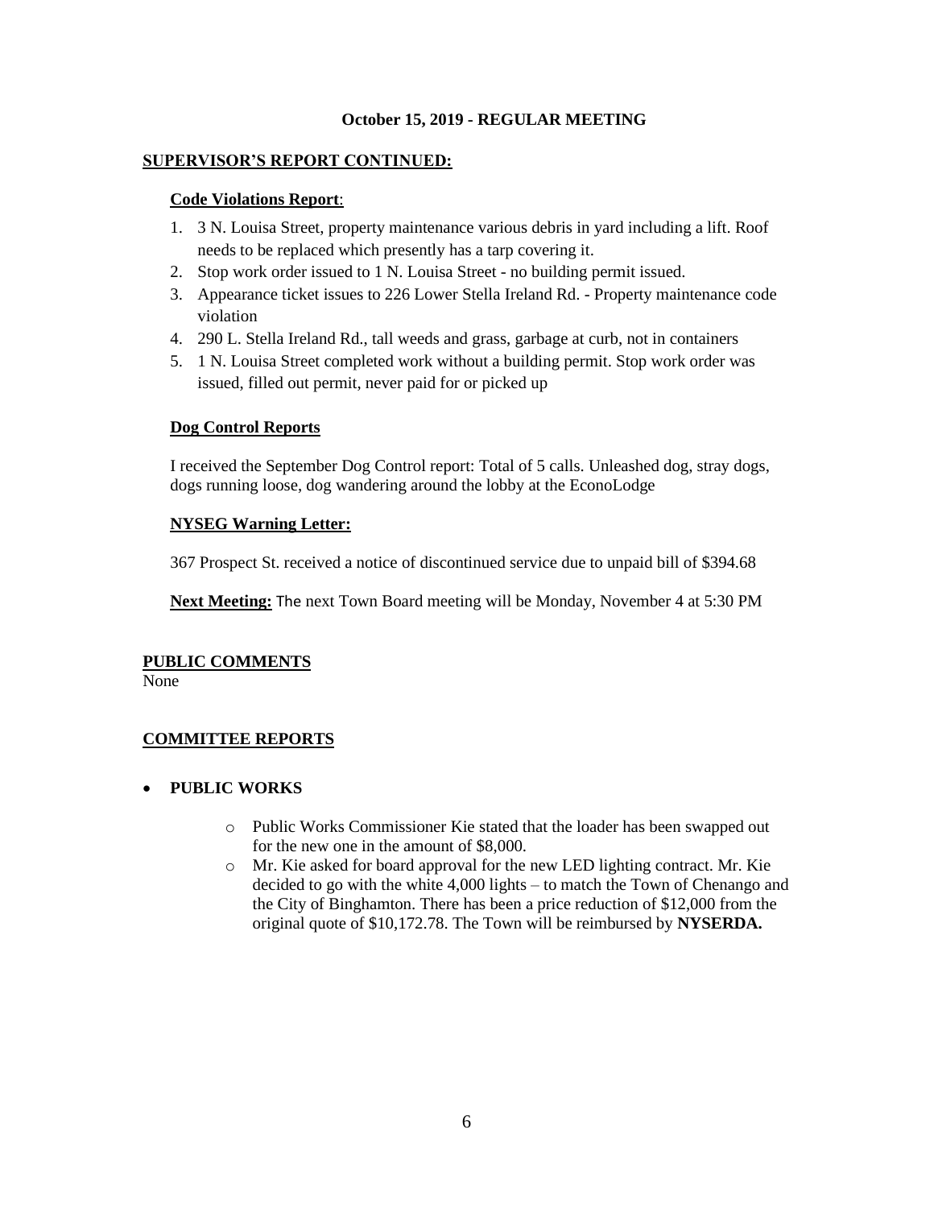**October 15, 2019 - REGULAR MEETING**

**SUPERVISOR'S REPORT CONTINUED:**

**Code Violations Report**:

1. 3 N. Louisa Street, property maintenance various debris in yard including a lift. Roof needs to be replaced which presently has a tarp covering it.
2. Stop work order issued to 1 N. Louisa Street - no building permit issued.
3. Appearance ticket issues to 226 Lower Stella Ireland Rd. - Property maintenance code violation
4. 290 L. Stella Ireland Rd., tall weeds and grass, garbage at curb, not in containers
5. 1 N. Louisa Street completed work without a building permit. Stop work order was issued, filled out permit, never paid for or picked up

**Dog Control Reports**

I received the September Dog Control report: Total of 5 calls. Unleashed dog, stray dogs, dogs running loose, dog wandering around the lobby at the EconoLodge

**NYSEG Warning Letter:**

367 Prospect St. received a notice of discontinued service due to unpaid bill of $394.68

**Next Meeting:** The next Town Board meeting will be Monday, November 4 at 5:30 PM

**PUBLIC COMMENTS**

None

**COMMITTEE REPORTS**

- **PUBLIC WORKS**
  - Public Works Commissioner Kie stated that the loader has been swapped out for the new one in the amount of $8,000.
  - Mr. Kie asked for board approval for the new LED lighting contract. Mr. Kie decided to go with the white 4,000 lights – to match the Town of Chenango and the City of Binghamton. There has been a price reduction of $12,000 from the original quote of $10,172.78. The Town will be reimbursed by **NYSERDA.**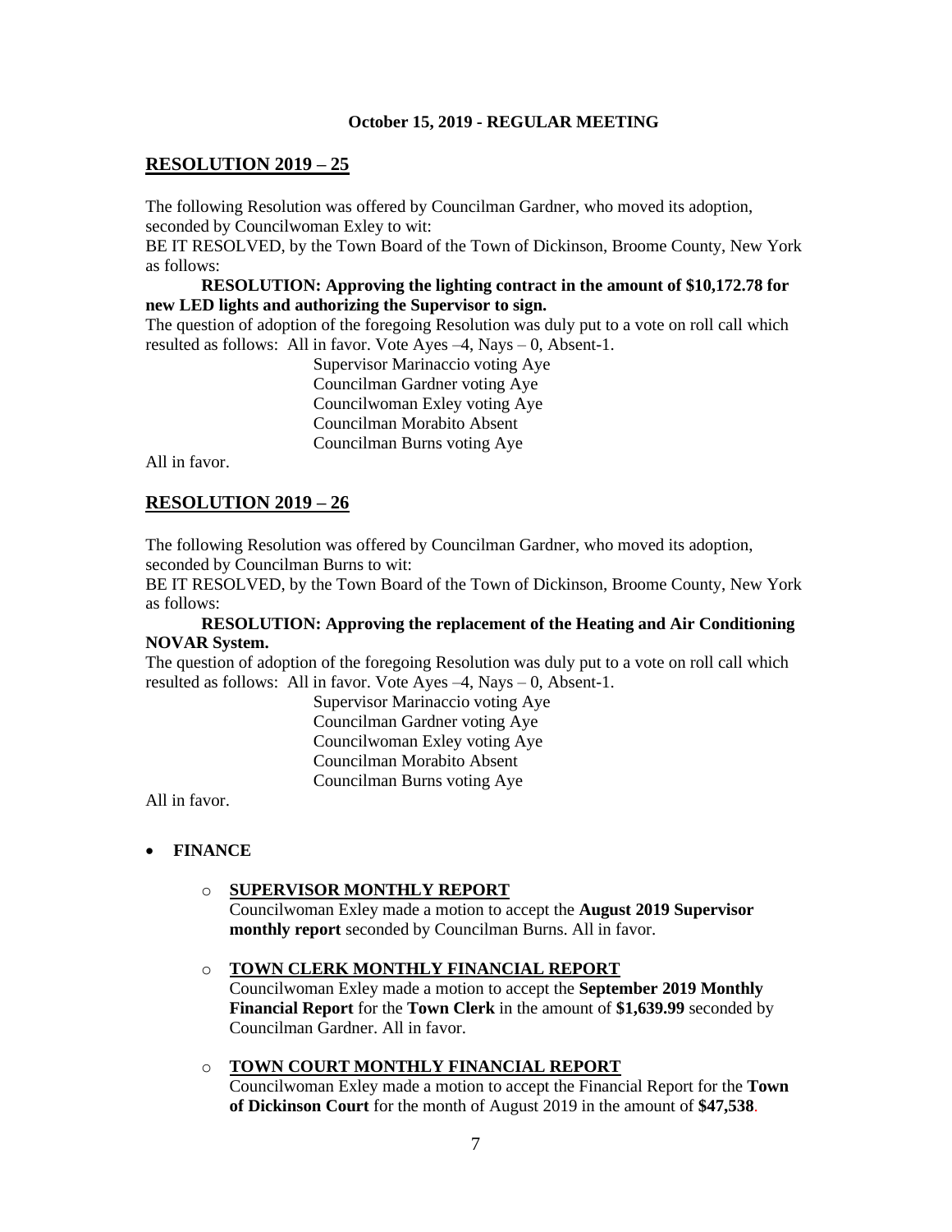**October 15, 2019 - REGULAR MEETING**

## RESOLUTION 2019 – 25

The following Resolution was offered by Councilman Gardner, who moved its adoption, seconded by Councilwoman Exley to wit:
BE IT RESOLVED, by the Town Board of the Town of Dickinson, Broome County, New York as follows:

**RESOLUTION: Approving the lighting contract in the amount of $10,172.78 for new LED lights and authorizing the Supervisor to sign.**

The question of adoption of the foregoing Resolution was duly put to a vote on roll call which resulted as follows: All in favor. Vote Ayes –4, Nays – 0, Absent-1.

Supervisor Marinaccio voting Aye
Councilman Gardner voting Aye
Councilwoman Exley voting Aye
Councilman Morabito Absent
Councilman Burns voting Aye

All in favor.

## RESOLUTION 2019 – 26

The following Resolution was offered by Councilman Gardner, who moved its adoption, seconded by Councilman Burns to wit:
BE IT RESOLVED, by the Town Board of the Town of Dickinson, Broome County, New York as follows:

**RESOLUTION: Approving the replacement of the Heating and Air Conditioning NOVAR System.**

The question of adoption of the foregoing Resolution was duly put to a vote on roll call which resulted as follows: All in favor. Vote Ayes –4, Nays – 0, Absent-1.

Supervisor Marinaccio voting Aye
Councilman Gardner voting Aye
Councilwoman Exley voting Aye
Councilman Morabito Absent
Councilman Burns voting Aye

All in favor.

- **FINANCE**
  - **SUPERVISOR MONTHLY REPORT**
    Councilwoman Exley made a motion to accept the **August 2019 Supervisor monthly report** seconded by Councilman Burns. All in favor.
  - **TOWN CLERK MONTHLY FINANCIAL REPORT**
    Councilwoman Exley made a motion to accept the **September 2019 Monthly Financial Report** for the **Town Clerk** in the amount of **$1,639.99** seconded by Councilman Gardner. All in favor.
  - **TOWN COURT MONTHLY FINANCIAL REPORT**
    Councilwoman Exley made a motion to accept the Financial Report for the **Town of Dickinson Court** for the month of August 2019 in the amount of **$47,538**.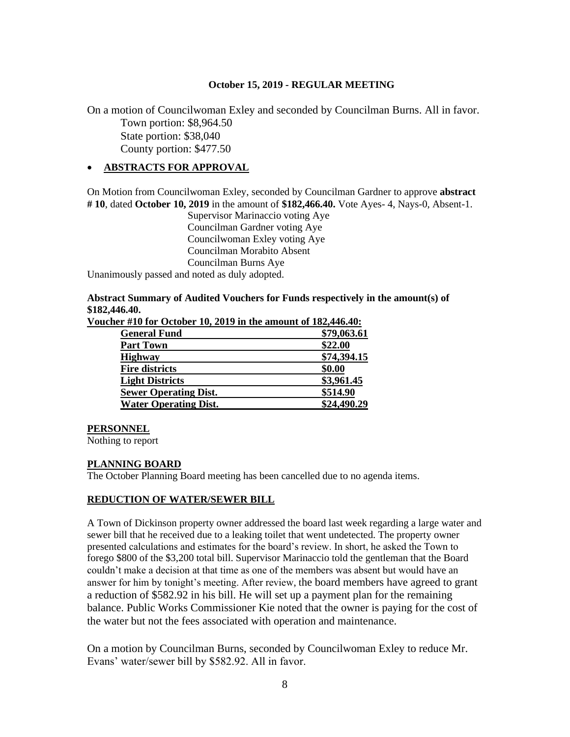**October 15, 2019 - REGULAR MEETING**

On a motion of Councilwoman Exley and seconded by Councilman Burns. All in favor.

Town portion: $8,964.50
State portion: $38,040
County portion: $477.50

- **ABSTRACTS FOR APPROVAL**

On Motion from Councilwoman Exley, seconded by Councilman Gardner to approve **abstract # 10**, dated **October 10, 2019** in the amount of **$182,466.40.** Vote Ayes- 4, Nays-0, Absent-1.

Supervisor Marinaccio voting Aye
Councilman Gardner voting Aye
Councilwoman Exley voting Aye
Councilman Morabito Absent
Councilman Burns Aye

Unanimously passed and noted as duly adopted.

**Abstract Summary of Audited Vouchers for Funds respectively in the amount(s) of $182,446.40.**

**Voucher #10 for October 10, 2019 in the amount of 182,446.40:**

| | |
|---|---|
| **General Fund** | **$79,063.61** |
| **Part Town** | **$22.00** |
| **Highway** | **$74,394.15** |
| **Fire districts** | **$0.00** |
| **Light Districts** | **$3,961.45** |
| **Sewer Operating Dist.** | **$514.90** |
| **Water Operating Dist.** | **$24,490.29** |

**PERSONNEL**

Nothing to report

**PLANNING BOARD**

The October Planning Board meeting has been cancelled due to no agenda items.

**REDUCTION OF WATER/SEWER BILL**

A Town of Dickinson property owner addressed the board last week regarding a large water and sewer bill that he received due to a leaking toilet that went undetected. The property owner presented calculations and estimates for the board's review. In short, he asked the Town to forego $800 of the $3,200 total bill. Supervisor Marinaccio told the gentleman that the Board couldn't make a decision at that time as one of the members was absent but would have an answer for him by tonight's meeting. After review, the board members have agreed to grant a reduction of $582.92 in his bill. He will set up a payment plan for the remaining balance. Public Works Commissioner Kie noted that the owner is paying for the cost of the water but not the fees associated with operation and maintenance.

On a motion by Councilman Burns, seconded by Councilwoman Exley to reduce Mr. Evans' water/sewer bill by $582.92. All in favor.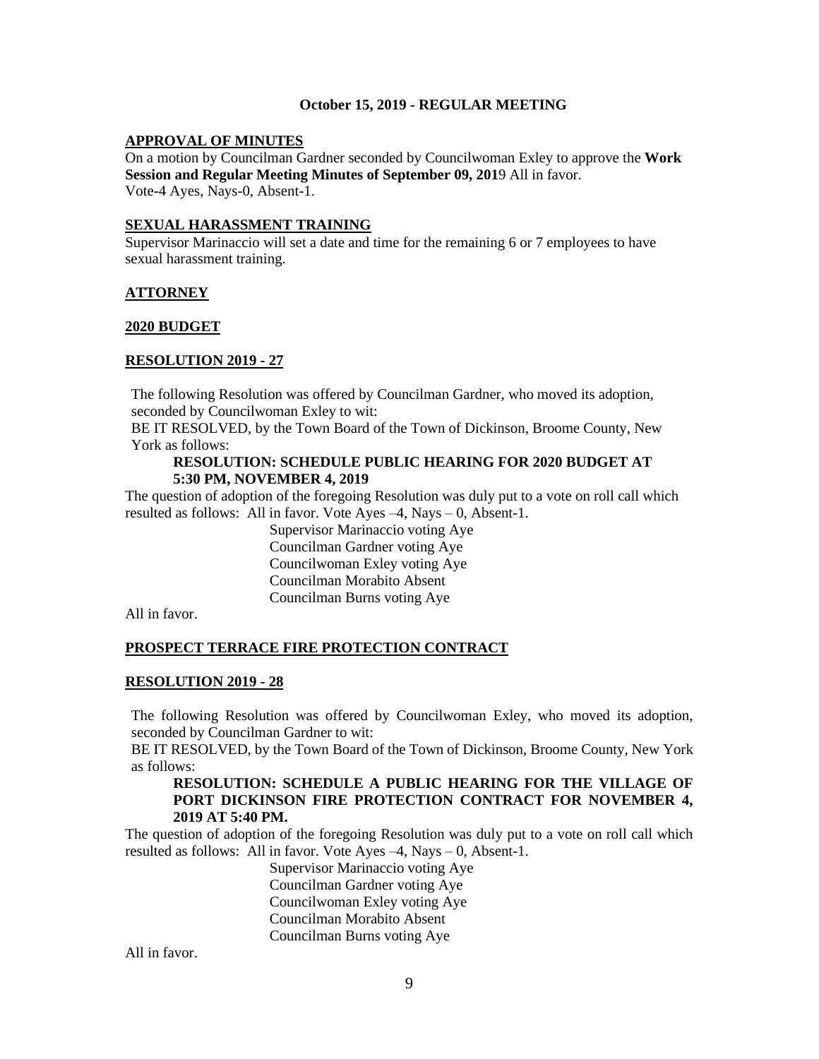**October 15, 2019 - REGULAR MEETING**

**APPROVAL OF MINUTES**

On a motion by Councilman Gardner seconded by Councilwoman Exley to approve the **Work Session and Regular Meeting Minutes of September 09, 201**9 All in favor.
Vote-4 Ayes, Nays-0, Absent-1.

**SEXUAL HARASSMENT TRAINING**

Supervisor Marinaccio will set a date and time for the remaining 6 or 7 employees to have sexual harassment training.

**ATTORNEY**

**2020 BUDGET**

**RESOLUTION 2019 - 27**

The following Resolution was offered by Councilman Gardner, who moved its adoption, seconded by Councilwoman Exley to wit:
BE IT RESOLVED, by the Town Board of the Town of Dickinson, Broome County, New York as follows:

**RESOLUTION: SCHEDULE PUBLIC HEARING FOR 2020 BUDGET AT 5:30 PM, NOVEMBER 4, 2019**

The question of adoption of the foregoing Resolution was duly put to a vote on roll call which resulted as follows: All in favor. Vote Ayes –4, Nays – 0, Absent-1.

Supervisor Marinaccio voting Aye
Councilman Gardner voting Aye
Councilwoman Exley voting Aye
Councilman Morabito Absent
Councilman Burns voting Aye

All in favor.

**PROSPECT TERRACE FIRE PROTECTION CONTRACT**

**RESOLUTION 2019 - 28**

The following Resolution was offered by Councilwoman Exley, who moved its adoption, seconded by Councilman Gardner to wit:
BE IT RESOLVED, by the Town Board of the Town of Dickinson, Broome County, New York as follows:

**RESOLUTION: SCHEDULE A PUBLIC HEARING FOR THE VILLAGE OF PORT DICKINSON FIRE PROTECTION CONTRACT FOR NOVEMBER 4, 2019 AT 5:40 PM.**

The question of adoption of the foregoing Resolution was duly put to a vote on roll call which resulted as follows: All in favor. Vote Ayes –4, Nays – 0, Absent-1.

Supervisor Marinaccio voting Aye
Councilman Gardner voting Aye
Councilwoman Exley voting Aye
Councilman Morabito Absent
Councilman Burns voting Aye

All in favor.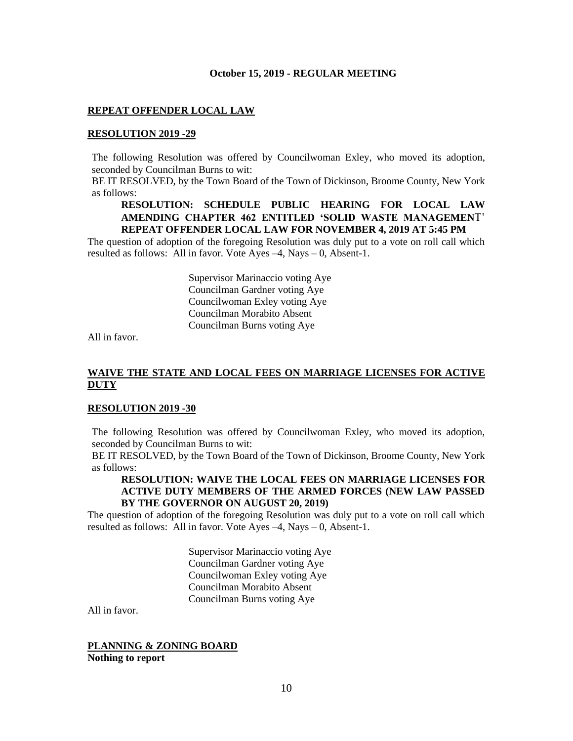**October 15, 2019 - REGULAR MEETING**

**REPEAT OFFENDER LOCAL LAW**

**RESOLUTION 2019 -29**

The following Resolution was offered by Councilwoman Exley, who moved its adoption, seconded by Councilman Burns to wit:

BE IT RESOLVED, by the Town Board of the Town of Dickinson, Broome County, New York as follows:

**RESOLUTION: SCHEDULE PUBLIC HEARING FOR LOCAL LAW AMENDING CHAPTER 462 ENTITLED 'SOLID WASTE MANAGEMENT' REPEAT OFFENDER LOCAL LAW FOR NOVEMBER 4, 2019 AT 5:45 PM**

The question of adoption of the foregoing Resolution was duly put to a vote on roll call which resulted as follows: All in favor. Vote Ayes –4, Nays – 0, Absent-1.

Supervisor Marinaccio voting Aye
Councilman Gardner voting Aye
Councilwoman Exley voting Aye
Councilman Morabito Absent
Councilman Burns voting Aye

All in favor.

**WAIVE THE STATE AND LOCAL FEES ON MARRIAGE LICENSES FOR ACTIVE DUTY**

**RESOLUTION 2019 -30**

The following Resolution was offered by Councilwoman Exley, who moved its adoption, seconded by Councilman Burns to wit:

BE IT RESOLVED, by the Town Board of the Town of Dickinson, Broome County, New York as follows:

**RESOLUTION: WAIVE THE LOCAL FEES ON MARRIAGE LICENSES FOR ACTIVE DUTY MEMBERS OF THE ARMED FORCES (NEW LAW PASSED BY THE GOVERNOR ON AUGUST 20, 2019)**

The question of adoption of the foregoing Resolution was duly put to a vote on roll call which resulted as follows: All in favor. Vote Ayes –4, Nays – 0, Absent-1.

Supervisor Marinaccio voting Aye
Councilman Gardner voting Aye
Councilwoman Exley voting Aye
Councilman Morabito Absent
Councilman Burns voting Aye

All in favor.

**PLANNING & ZONING BOARD**

**Nothing to report**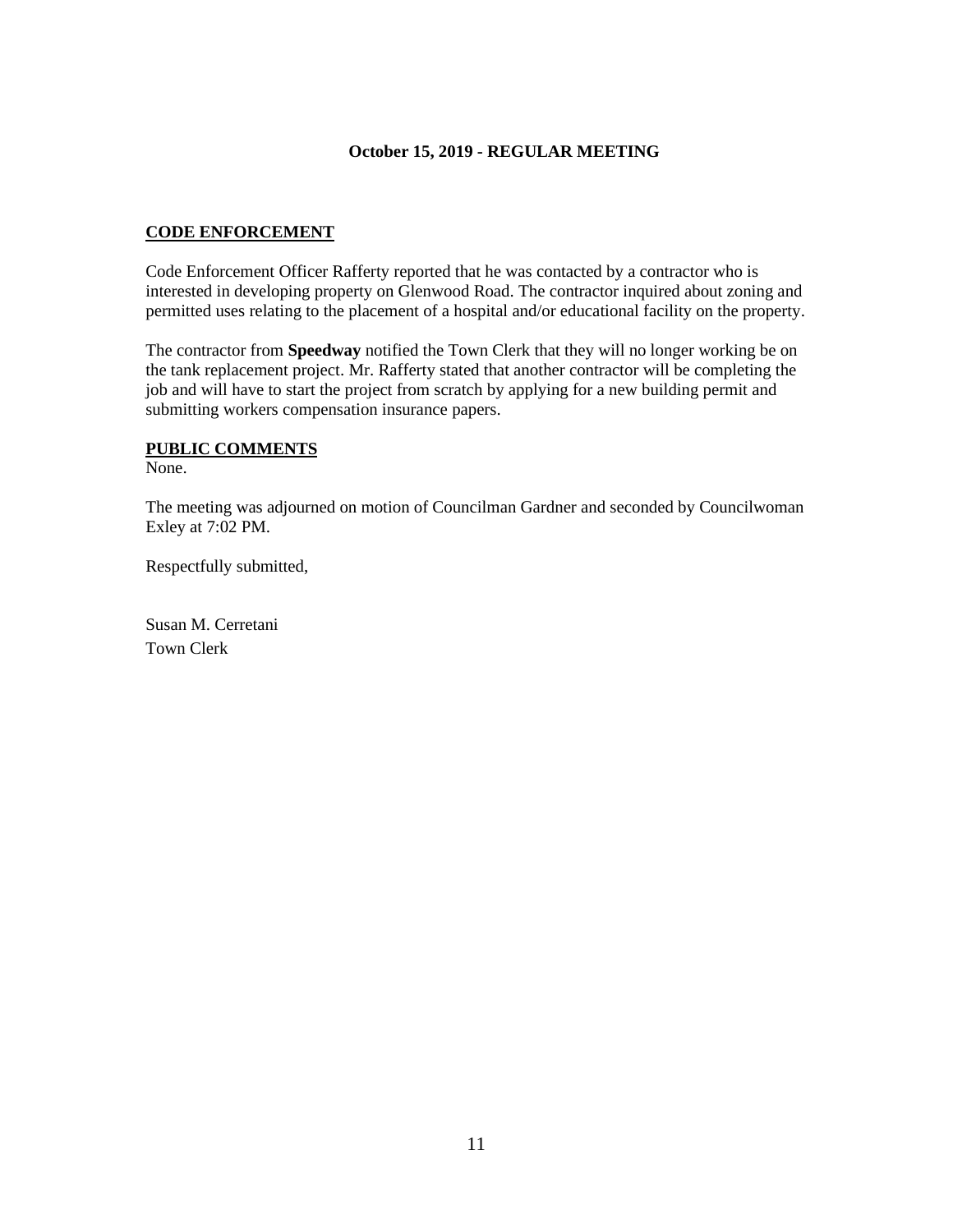**October 15, 2019 - REGULAR MEETING**

**CODE ENFORCEMENT**

Code Enforcement Officer Rafferty reported that he was contacted by a contractor who is interested in developing property on Glenwood Road. The contractor inquired about zoning and permitted uses relating to the placement of a hospital and/or educational facility on the property.

The contractor from **Speedway** notified the Town Clerk that they will no longer working be on the tank replacement project. Mr. Rafferty stated that another contractor will be completing the job and will have to start the project from scratch by applying for a new building permit and submitting workers compensation insurance papers.

**PUBLIC COMMENTS**

None.

The meeting was adjourned on motion of Councilman Gardner and seconded by Councilwoman Exley at 7:02 PM.

Respectfully submitted,

Susan M. Cerretani
Town Clerk